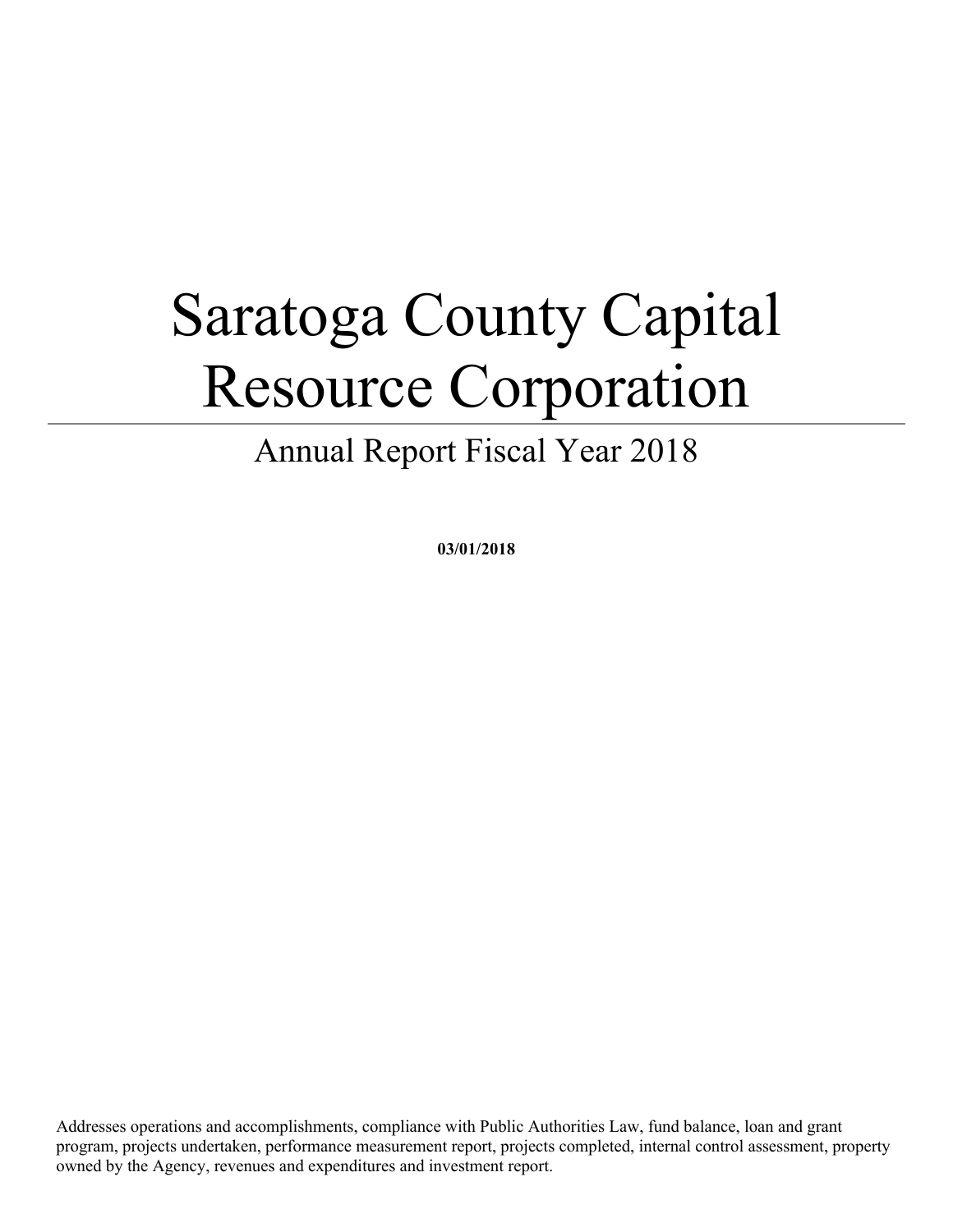# Saratoga County Capital Resource Corporation

## Annual Report Fiscal Year 2018

**03/01/2018**

Addresses operations and accomplishments, compliance with Public Authorities Law, fund balance, loan and grant program, projects undertaken, performance measurement report, projects completed, internal control assessment, property owned by the Agency, revenues and expenditures and investment report.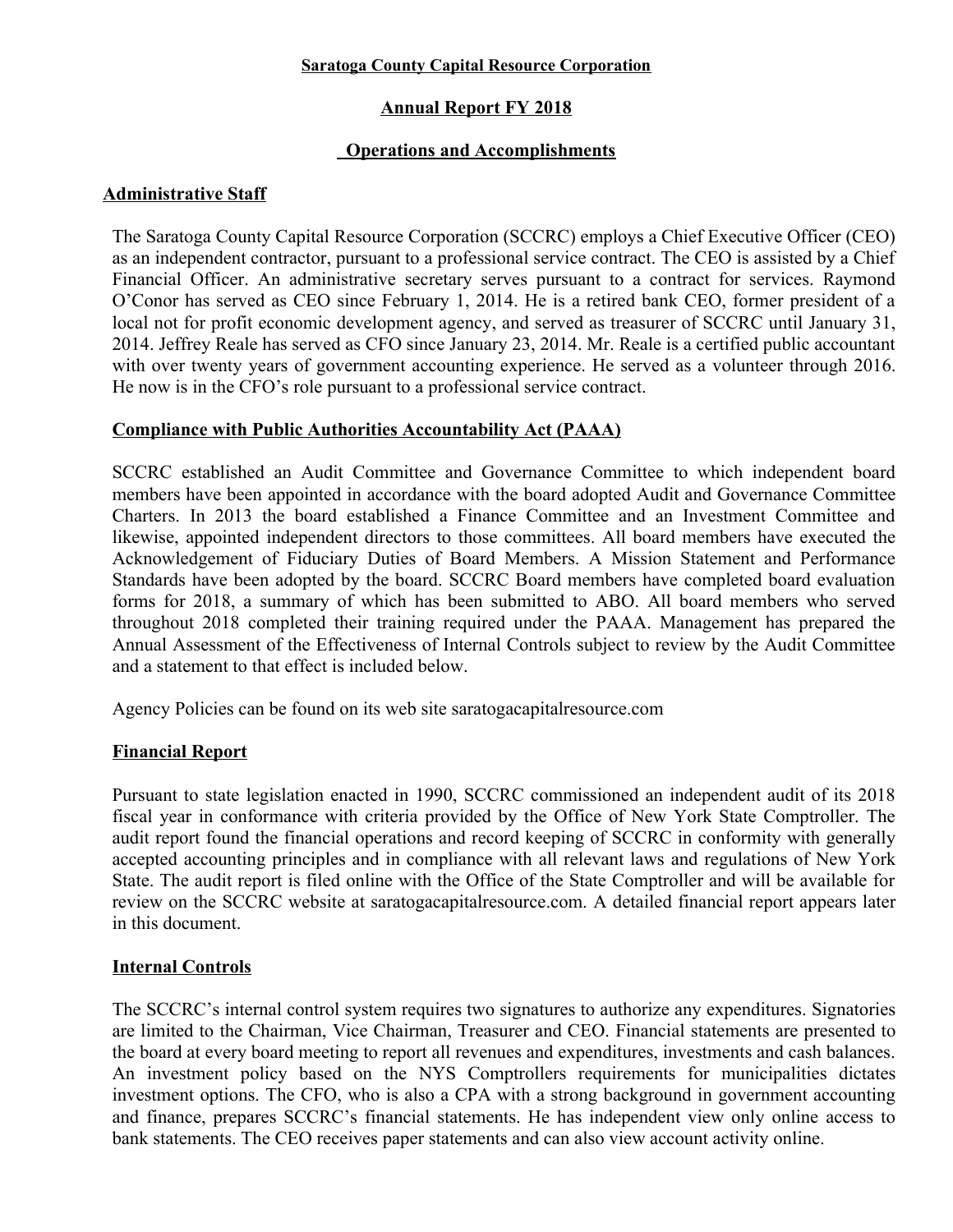**Saratoga County Capital Resource Corporation**

**Annual Report FY 2018**

**Operations and Accomplishments**

## Administrative Staff

The Saratoga County Capital Resource Corporation (SCCRC) employs a Chief Executive Officer (CEO) as an independent contractor, pursuant to a professional service contract. The CEO is assisted by a Chief Financial Officer. An administrative secretary serves pursuant to a contract for services. Raymond O'Conor has served as CEO since February 1, 2014. He is a retired bank CEO, former president of a local not for profit economic development agency, and served as treasurer of SCCRC until January 31, 2014. Jeffrey Reale has served as CFO since January 23, 2014. Mr. Reale is a certified public accountant with over twenty years of government accounting experience. He served as a volunteer through 2016. He now is in the CFO's role pursuant to a professional service contract.

## Compliance with Public Authorities Accountability Act (PAAA)

SCCRC established an Audit Committee and Governance Committee to which independent board members have been appointed in accordance with the board adopted Audit and Governance Committee Charters. In 2013 the board established a Finance Committee and an Investment Committee and likewise, appointed independent directors to those committees. All board members have executed the Acknowledgement of Fiduciary Duties of Board Members. A Mission Statement and Performance Standards have been adopted by the board. SCCRC Board members have completed board evaluation forms for 2018, a summary of which has been submitted to ABO. All board members who served throughout 2018 completed their training required under the PAAA. Management has prepared the Annual Assessment of the Effectiveness of Internal Controls subject to review by the Audit Committee and a statement to that effect is included below.

Agency Policies can be found on its web site saratogacapitalresource.com

## Financial Report

Pursuant to state legislation enacted in 1990, SCCRC commissioned an independent audit of its 2018 fiscal year in conformance with criteria provided by the Office of New York State Comptroller. The audit report found the financial operations and record keeping of SCCRC in conformity with generally accepted accounting principles and in compliance with all relevant laws and regulations of New York State. The audit report is filed online with the Office of the State Comptroller and will be available for review on the SCCRC website at saratogacapitalresource.com. A detailed financial report appears later in this document.

## Internal Controls

The SCCRC's internal control system requires two signatures to authorize any expenditures. Signatories are limited to the Chairman, Vice Chairman, Treasurer and CEO. Financial statements are presented to the board at every board meeting to report all revenues and expenditures, investments and cash balances. An investment policy based on the NYS Comptrollers requirements for municipalities dictates investment options. The CFO, who is also a CPA with a strong background in government accounting and finance, prepares SCCRC's financial statements. He has independent view only online access to bank statements. The CEO receives paper statements and can also view account activity online.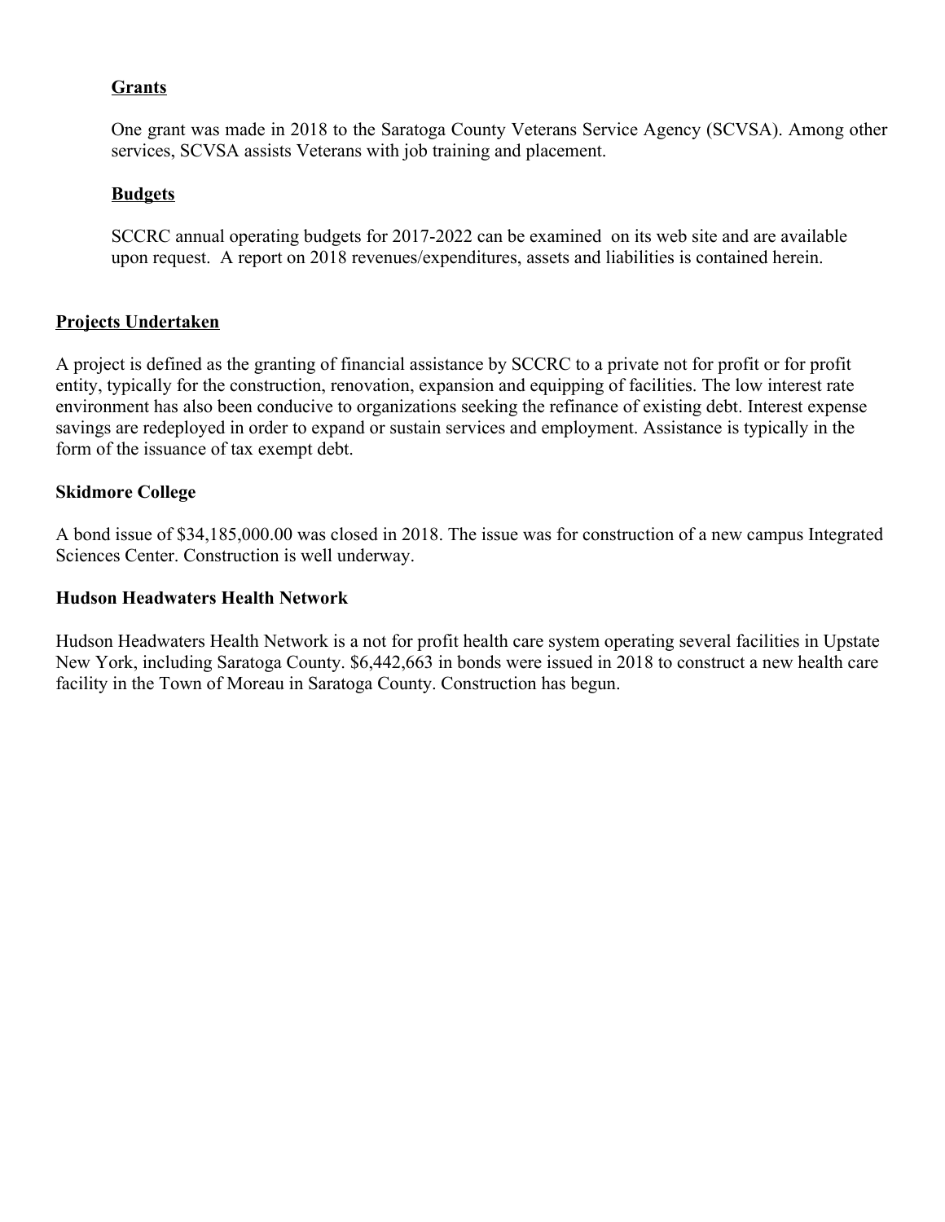### Grants

One grant was made in 2018 to the Saratoga County Veterans Service Agency (SCVSA). Among other services, SCVSA assists Veterans with job training and placement.

### Budgets

SCCRC annual operating budgets for 2017-2022 can be examined on its web site and are available upon request. A report on 2018 revenues/expenditures, assets and liabilities is contained herein.

## Projects Undertaken

A project is defined as the granting of financial assistance by SCCRC to a private not for profit or for profit entity, typically for the construction, renovation, expansion and equipping of facilities. The low interest rate environment has also been conducive to organizations seeking the refinance of existing debt. Interest expense savings are redeployed in order to expand or sustain services and employment. Assistance is typically in the form of the issuance of tax exempt debt.

### Skidmore College

A bond issue of $34,185,000.00 was closed in 2018. The issue was for construction of a new campus Integrated Sciences Center. Construction is well underway.

### Hudson Headwaters Health Network

Hudson Headwaters Health Network is a not for profit health care system operating several facilities in Upstate New York, including Saratoga County. $6,442,663 in bonds were issued in 2018 to construct a new health care facility in the Town of Moreau in Saratoga County. Construction has begun.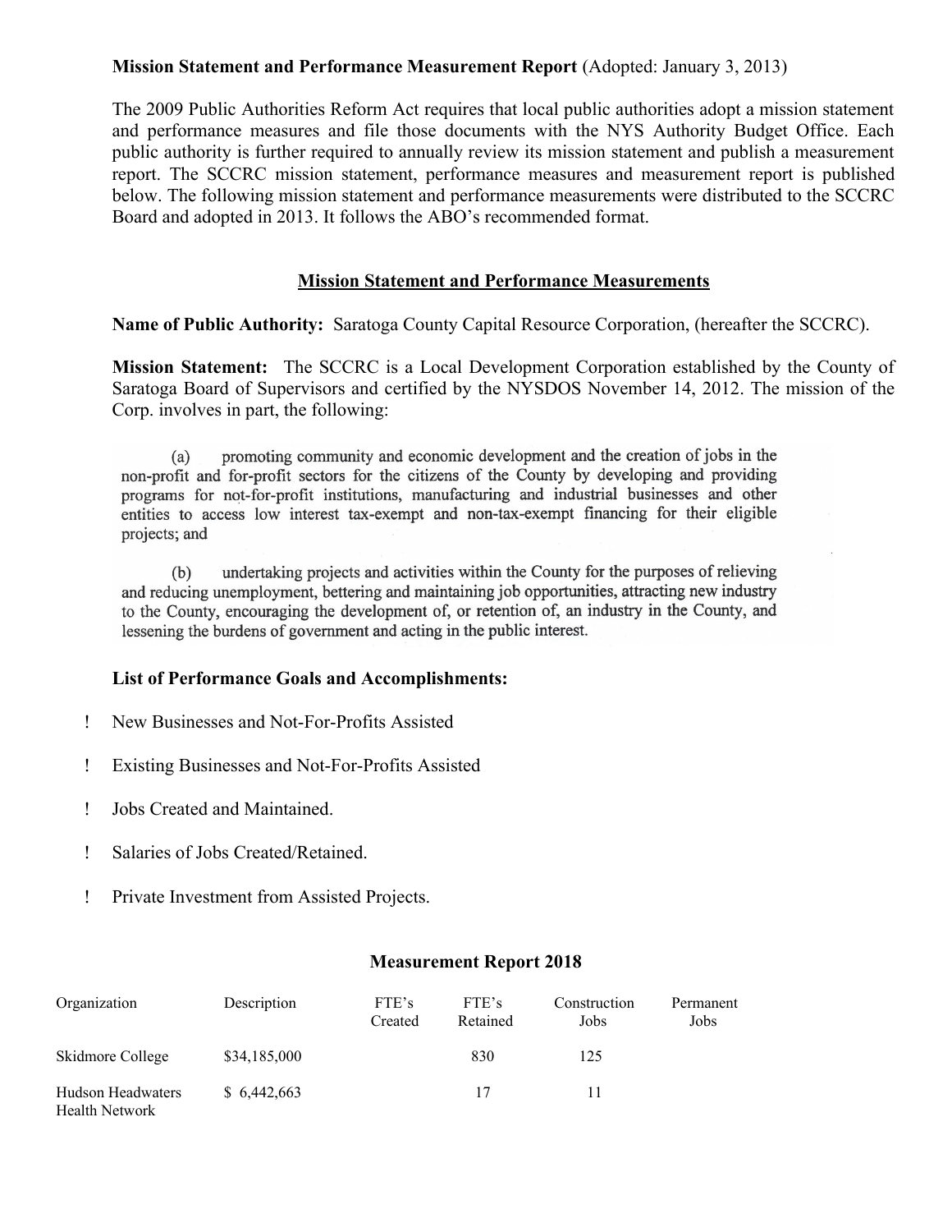**Mission Statement and Performance Measurement Report** (Adopted: January 3, 2013)

The 2009 Public Authorities Reform Act requires that local public authorities adopt a mission statement and performance measures and file those documents with the NYS Authority Budget Office. Each public authority is further required to annually review its mission statement and publish a measurement report. The SCCRC mission statement, performance measures and measurement report is published below. The following mission statement and performance measurements were distributed to the SCCRC Board and adopted in 2013. It follows the ABO's recommended format.

## Mission Statement and Performance Measurements

**Name of Public Authority:** Saratoga County Capital Resource Corporation, (hereafter the SCCRC).

**Mission Statement:** The SCCRC is a Local Development Corporation established by the County of Saratoga Board of Supervisors and certified by the NYSDOS November 14, 2012. The mission of the Corp. involves in part, the following:

(a) promoting community and economic development and the creation of jobs in the non-profit and for-profit sectors for the citizens of the County by developing and providing programs for not-for-profit institutions, manufacturing and industrial businesses and other entities to access low interest tax-exempt and non-tax-exempt financing for their eligible projects; and

(b) undertaking projects and activities within the County for the purposes of relieving and reducing unemployment, bettering and maintaining job opportunities, attracting new industry to the County, encouraging the development of, or retention of, an industry in the County, and lessening the burdens of government and acting in the public interest.

**List of Performance Goals and Accomplishments:**

- New Businesses and Not-For-Profits Assisted
- Existing Businesses and Not-For-Profits Assisted
- Jobs Created and Maintained.
- Salaries of Jobs Created/Retained.
- Private Investment from Assisted Projects.

### Measurement Report 2018

| Organization | Description | FTE's Created | FTE's Retained | Construction Jobs | Permanent Jobs |
|---|---|---|---|---|---|
| Skidmore College | $34,185,000 | | 830 | 125 | |
| Hudson Headwaters Health Network | $ 6,442,663 | | 17 | 11 | |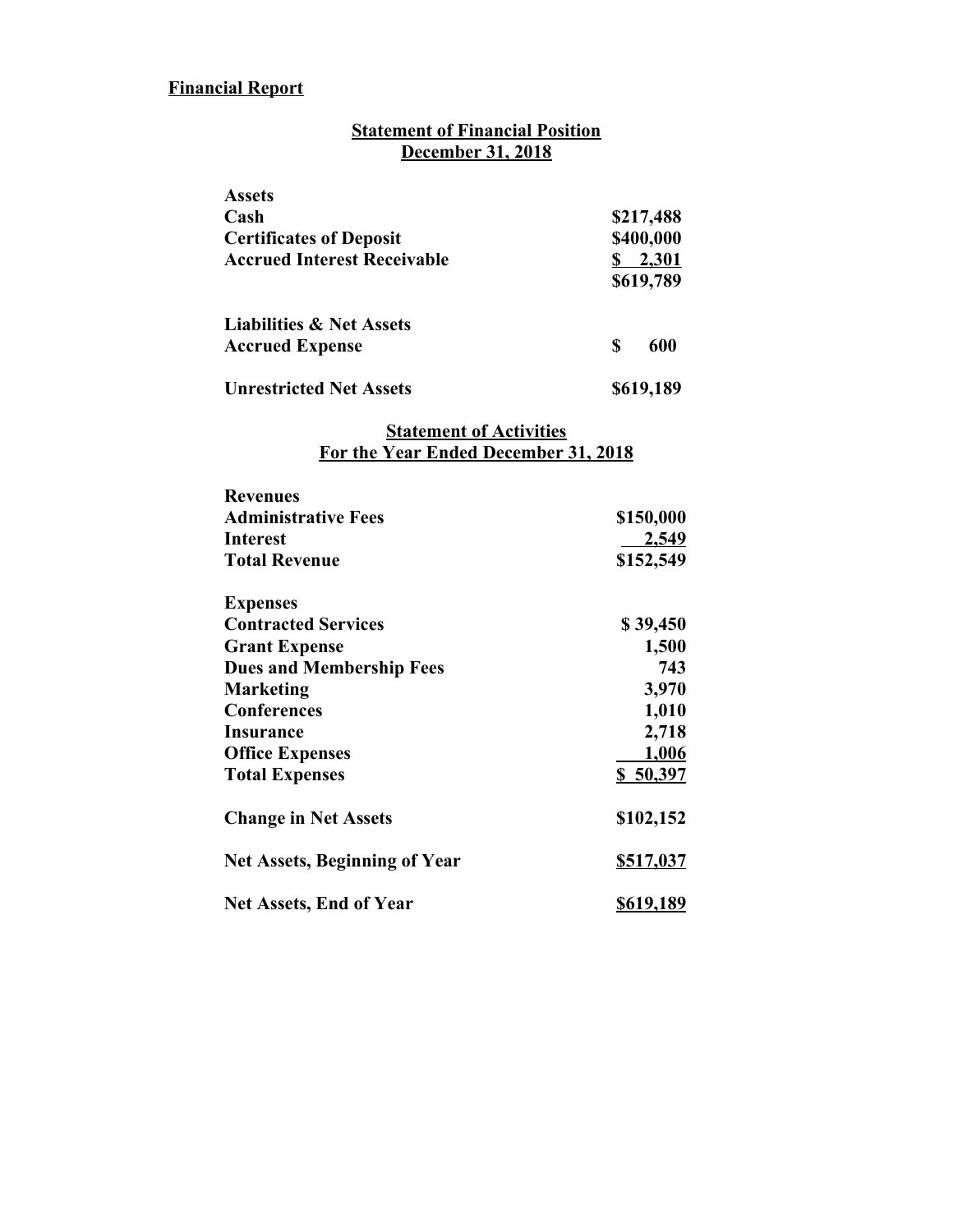**Financial Report**

## Statement of Financial Position
## December 31, 2018

| | |
|---|---|
| **Assets** | |
| **Cash** | **\$217,488** |
| **Certificates of Deposit** | **\$400,000** |
| **Accrued Interest Receivable** | **\$ 2,301** |
| | **\$619,789** |
| | |
| **Liabilities & Net Assets** | |
| **Accrued Expense** | **\$ 600** |
| | |
| **Unrestricted Net Assets** | **\$619,189** |

## Statement of Activities
## For the Year Ended December 31, 2018

| | |
|---|---|
| **Revenues** | |
| **Administrative Fees** | **\$150,000** |
| **Interest** | **2,549** |
| **Total Revenue** | **\$152,549** |
| | |
| **Expenses** | |
| **Contracted Services** | **\$ 39,450** |
| **Grant Expense** | **1,500** |
| **Dues and Membership Fees** | **743** |
| **Marketing** | **3,970** |
| **Conferences** | **1,010** |
| **Insurance** | **2,718** |
| **Office Expenses** | **1,006** |
| **Total Expenses** | **\$ 50,397** |
| | |
| **Change in Net Assets** | **\$102,152** |
| | |
| **Net Assets, Beginning of Year** | **\$517,037** |
| | |
| **Net Assets, End of Year** | **\$619,189** |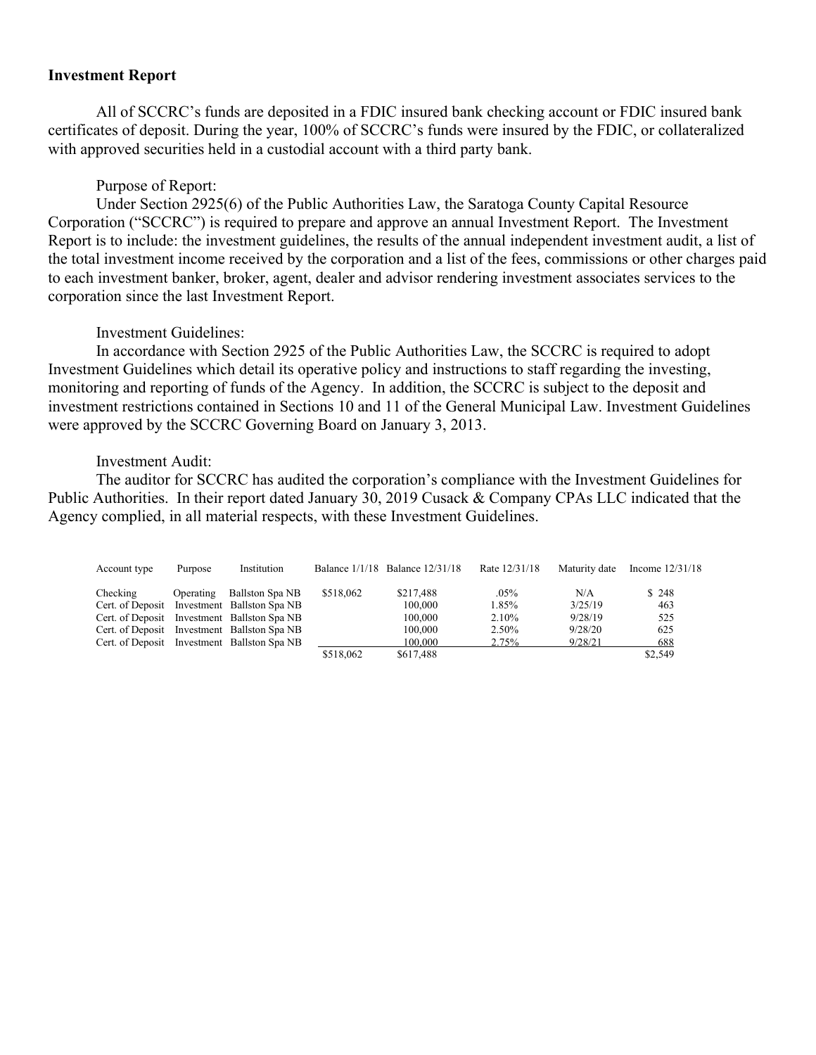**Investment Report**

All of SCCRC's funds are deposited in a FDIC insured bank checking account or FDIC insured bank certificates of deposit. During the year, 100% of SCCRC's funds were insured by the FDIC, or collateralized with approved securities held in a custodial account with a third party bank.

Purpose of Report:

Under Section 2925(6) of the Public Authorities Law, the Saratoga County Capital Resource Corporation ("SCCRC") is required to prepare and approve an annual Investment Report. The Investment Report is to include: the investment guidelines, the results of the annual independent investment audit, a list of the total investment income received by the corporation and a list of the fees, commissions or other charges paid to each investment banker, broker, agent, dealer and advisor rendering investment associates services to the corporation since the last Investment Report.

Investment Guidelines:

In accordance with Section 2925 of the Public Authorities Law, the SCCRC is required to adopt Investment Guidelines which detail its operative policy and instructions to staff regarding the investing, monitoring and reporting of funds of the Agency. In addition, the SCCRC is subject to the deposit and investment restrictions contained in Sections 10 and 11 of the General Municipal Law. Investment Guidelines were approved by the SCCRC Governing Board on January 3, 2013.

Investment Audit:

The auditor for SCCRC has audited the corporation's compliance with the Investment Guidelines for Public Authorities. In their report dated January 30, 2019 Cusack & Company CPAs LLC indicated that the Agency complied, in all material respects, with these Investment Guidelines.

| Account type | Purpose | Institution | Balance 1/1/18 | Balance 12/31/18 | Rate 12/31/18 | Maturity date | Income 12/31/18 |
|---|---|---|---|---|---|---|---|
| Checking | Operating | Ballston Spa NB | $518,062 | $217,488 | .05% | N/A | $ 248 |
| Cert. of Deposit | Investment | Ballston Spa NB | | 100,000 | 1.85% | 3/25/19 | 463 |
| Cert. of Deposit | Investment | Ballston Spa NB | | 100,000 | 2.10% | 9/28/19 | 525 |
| Cert. of Deposit | Investment | Ballston Spa NB | | 100,000 | 2.50% | 9/28/20 | 625 |
| Cert. of Deposit | Investment | Ballston Spa NB | | 100,000 | 2.75% | 9/28/21 | 688 |
| | | | $518,062 | $617,488 | | | $2,549 |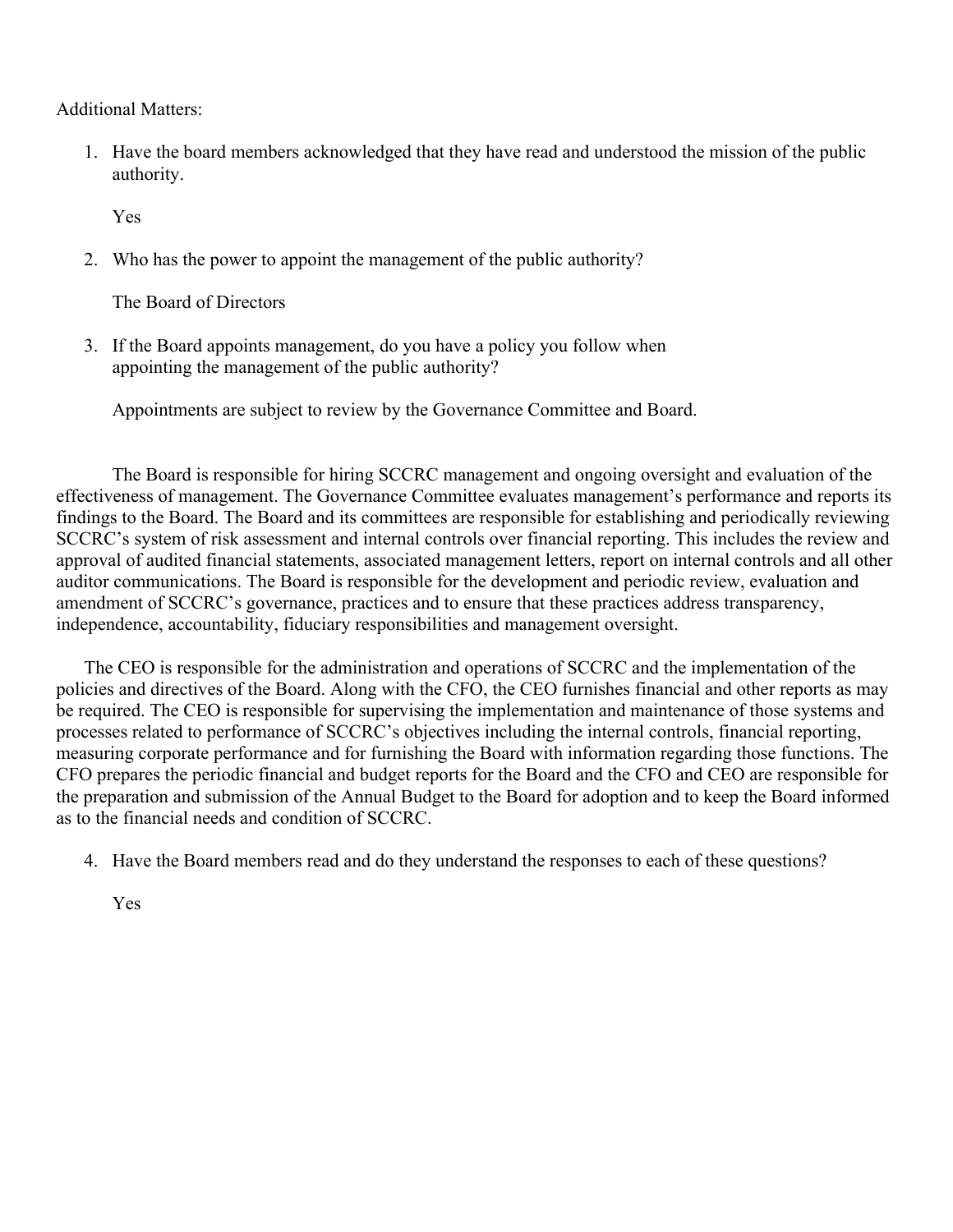Additional Matters:

1. Have the board members acknowledged that they have read and understood the mission of the public authority.

   Yes

2. Who has the power to appoint the management of the public authority?

   The Board of Directors

3. If the Board appoints management, do you have a policy you follow when appointing the management of the public authority?

   Appointments are subject to review by the Governance Committee and Board.

The Board is responsible for hiring SCCRC management and ongoing oversight and evaluation of the effectiveness of management. The Governance Committee evaluates management's performance and reports its findings to the Board. The Board and its committees are responsible for establishing and periodically reviewing SCCRC's system of risk assessment and internal controls over financial reporting. This includes the review and approval of audited financial statements, associated management letters, report on internal controls and all other auditor communications. The Board is responsible for the development and periodic review, evaluation and amendment of SCCRC's governance, practices and to ensure that these practices address transparency, independence, accountability, fiduciary responsibilities and management oversight.

The CEO is responsible for the administration and operations of SCCRC and the implementation of the policies and directives of the Board. Along with the CFO, the CEO furnishes financial and other reports as may be required. The CEO is responsible for supervising the implementation and maintenance of those systems and processes related to performance of SCCRC's objectives including the internal controls, financial reporting, measuring corporate performance and for furnishing the Board with information regarding those functions. The CFO prepares the periodic financial and budget reports for the Board and the CFO and CEO are responsible for the preparation and submission of the Annual Budget to the Board for adoption and to keep the Board informed as to the financial needs and condition of SCCRC.

4. Have the Board members read and do they understand the responses to each of these questions?

   Yes